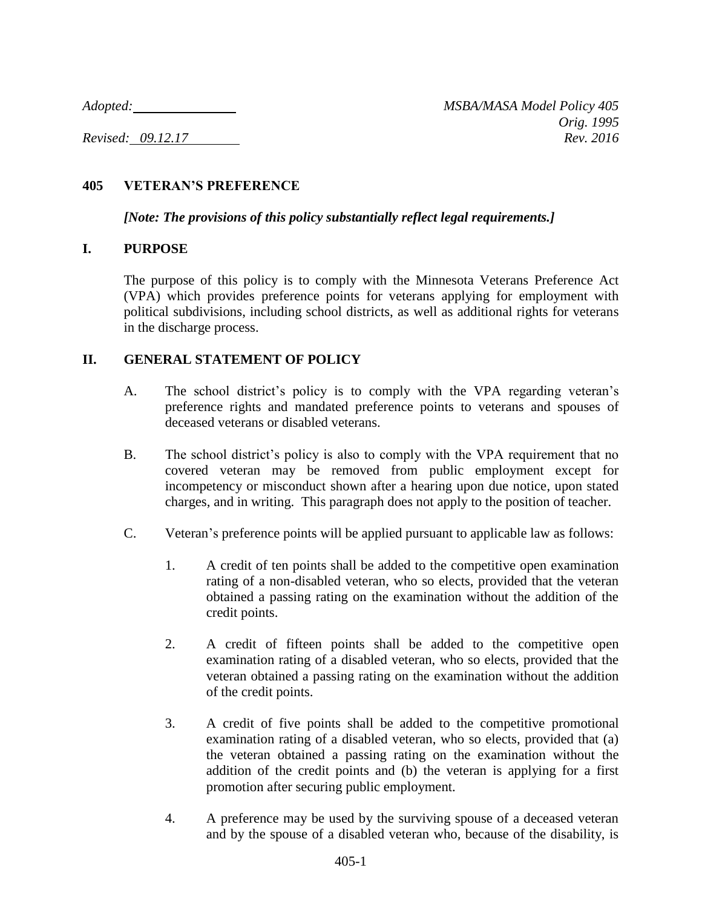*Adopted:* \_\_\_\_\_\_\_\_\_\_\_\_\_\_\_ *MSBA/MASA Model Policy 405*

*Orig. 1995*

*Revised: 09.12.17* *Rev. 2016*

## 405 VETERAN'S PREFERENCE

***[Note: The provisions of this policy substantially reflect legal requirements.]***

## I. PURPOSE

The purpose of this policy is to comply with the Minnesota Veterans Preference Act (VPA) which provides preference points for veterans applying for employment with political subdivisions, including school districts, as well as additional rights for veterans in the discharge process.

## II. GENERAL STATEMENT OF POLICY

A. The school district's policy is to comply with the VPA regarding veteran's preference rights and mandated preference points to veterans and spouses of deceased veterans or disabled veterans.

B. The school district's policy is also to comply with the VPA requirement that no covered veteran may be removed from public employment except for incompetency or misconduct shown after a hearing upon due notice, upon stated charges, and in writing. This paragraph does not apply to the position of teacher.

C. Veteran's preference points will be applied pursuant to applicable law as follows:

1. A credit of ten points shall be added to the competitive open examination rating of a non-disabled veteran, who so elects, provided that the veteran obtained a passing rating on the examination without the addition of the credit points.

2. A credit of fifteen points shall be added to the competitive open examination rating of a disabled veteran, who so elects, provided that the veteran obtained a passing rating on the examination without the addition of the credit points.

3. A credit of five points shall be added to the competitive promotional examination rating of a disabled veteran, who so elects, provided that (a) the veteran obtained a passing rating on the examination without the addition of the credit points and (b) the veteran is applying for a first promotion after securing public employment.

4. A preference may be used by the surviving spouse of a deceased veteran and by the spouse of a disabled veteran who, because of the disability, is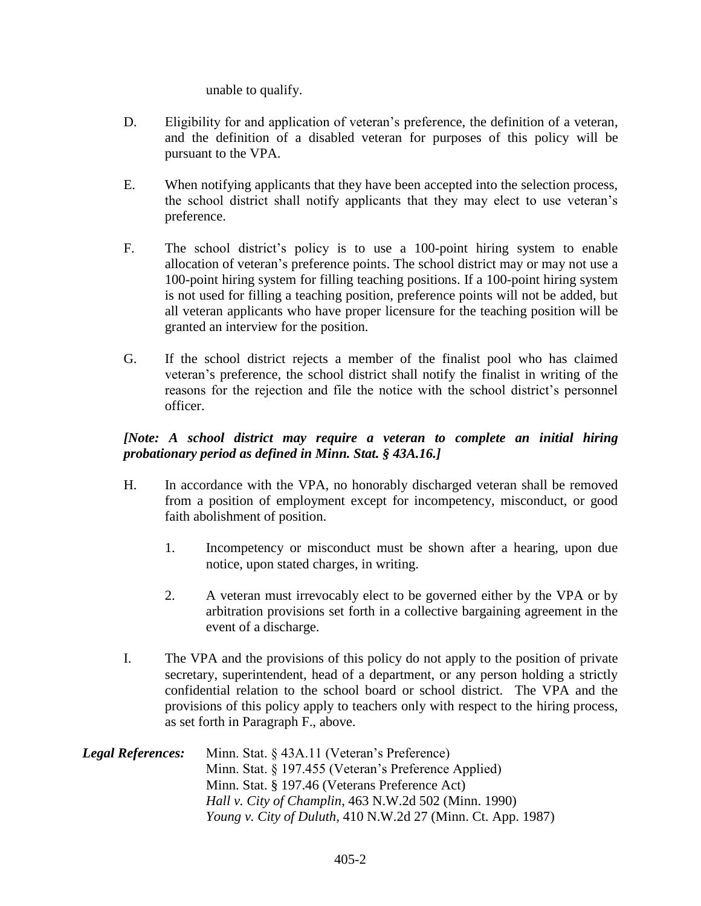unable to qualify.

D. Eligibility for and application of veteran's preference, the definition of a veteran, and the definition of a disabled veteran for purposes of this policy will be pursuant to the VPA.

E. When notifying applicants that they have been accepted into the selection process, the school district shall notify applicants that they may elect to use veteran's preference.

F. The school district's policy is to use a 100-point hiring system to enable allocation of veteran's preference points. The school district may or may not use a 100-point hiring system for filling teaching positions. If a 100-point hiring system is not used for filling a teaching position, preference points will not be added, but all veteran applicants who have proper licensure for the teaching position will be granted an interview for the position.

G. If the school district rejects a member of the finalist pool who has claimed veteran's preference, the school district shall notify the finalist in writing of the reasons for the rejection and file the notice with the school district's personnel officer.

***[Note: A school district may require a veteran to complete an initial hiring probationary period as defined in Minn. Stat. § 43A.16.]***

H. In accordance with the VPA, no honorably discharged veteran shall be removed from a position of employment except for incompetency, misconduct, or good faith abolishment of position.

   1. Incompetency or misconduct must be shown after a hearing, upon due notice, upon stated charges, in writing.

   2. A veteran must irrevocably elect to be governed either by the VPA or by arbitration provisions set forth in a collective bargaining agreement in the event of a discharge.

I. The VPA and the provisions of this policy do not apply to the position of private secretary, superintendent, head of a department, or any person holding a strictly confidential relation to the school board or school district. The VPA and the provisions of this policy apply to teachers only with respect to the hiring process, as set forth in Paragraph F., above.

***Legal References:***
Minn. Stat. § 43A.11 (Veteran's Preference)
Minn. Stat. § 197.455 (Veteran's Preference Applied)
Minn. Stat. § 197.46 (Veterans Preference Act)
*Hall v. City of Champlin*, 463 N.W.2d 502 (Minn. 1990)
*Young v. City of Duluth*, 410 N.W.2d 27 (Minn. Ct. App. 1987)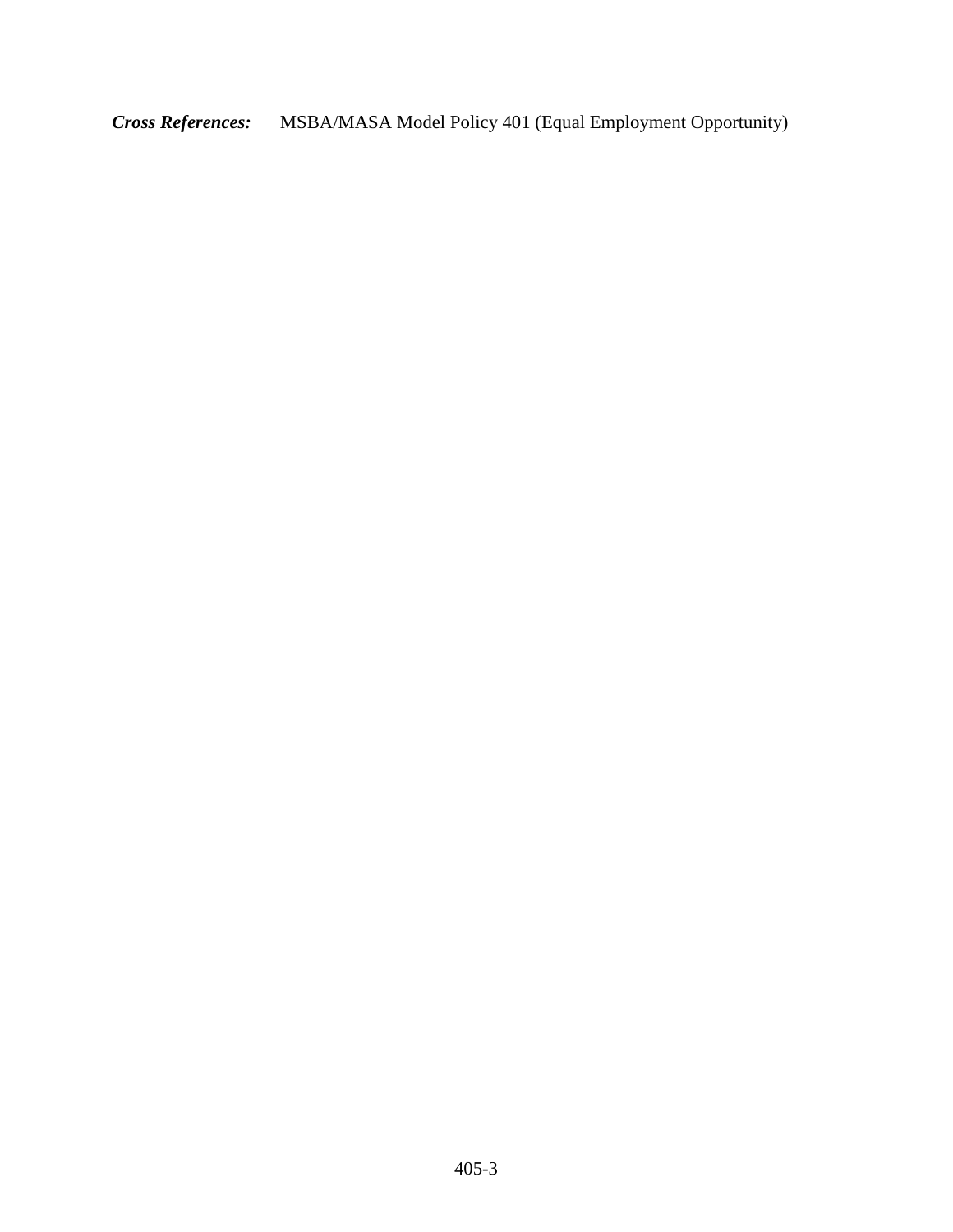***Cross References:*** MSBA/MASA Model Policy 401 (Equal Employment Opportunity)